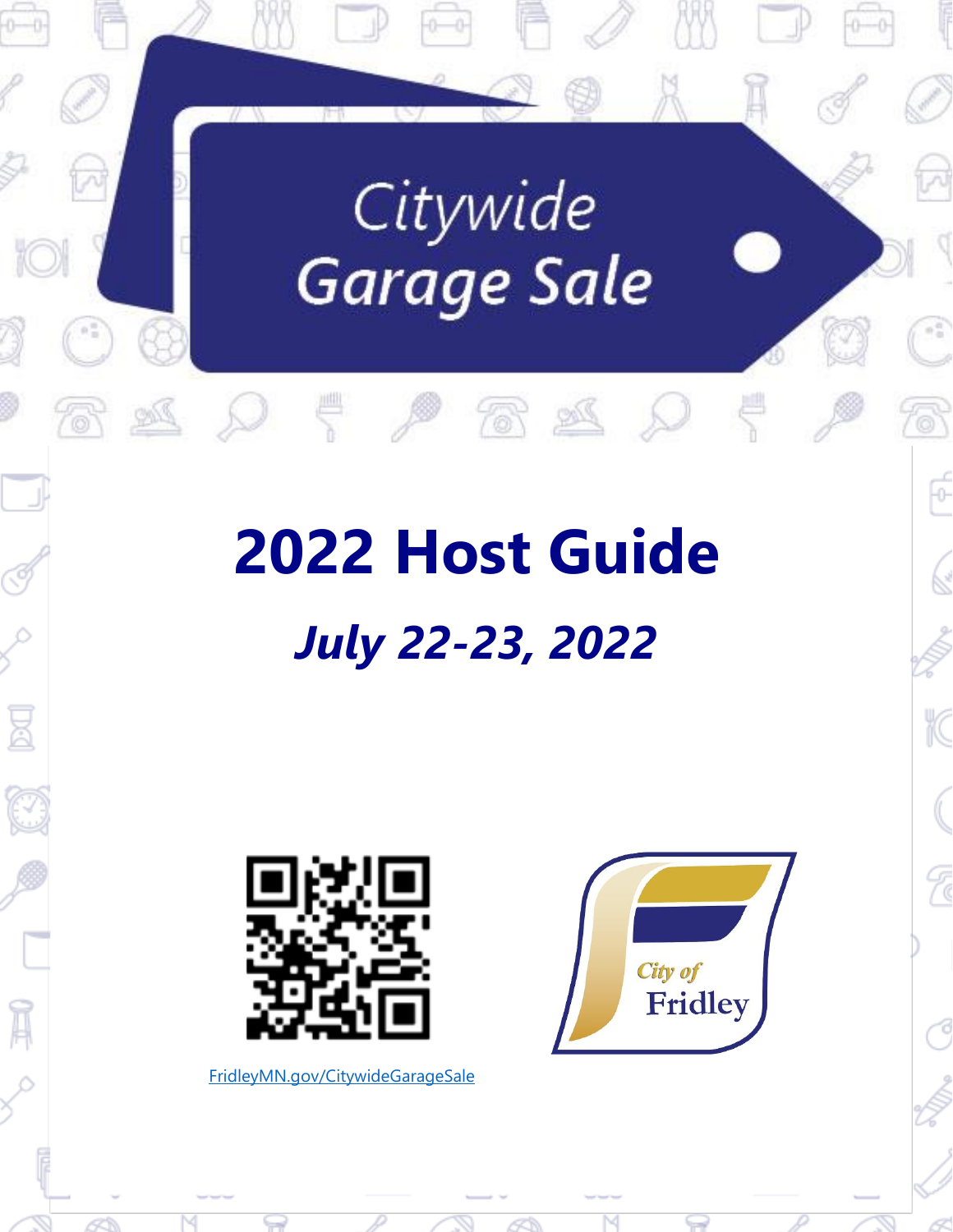# Citywide Garage Sale

# 2022 Host Guide

## *July 22-23, 2022*

FridleyMN.gov/CitywideGarageSale

City of Fridley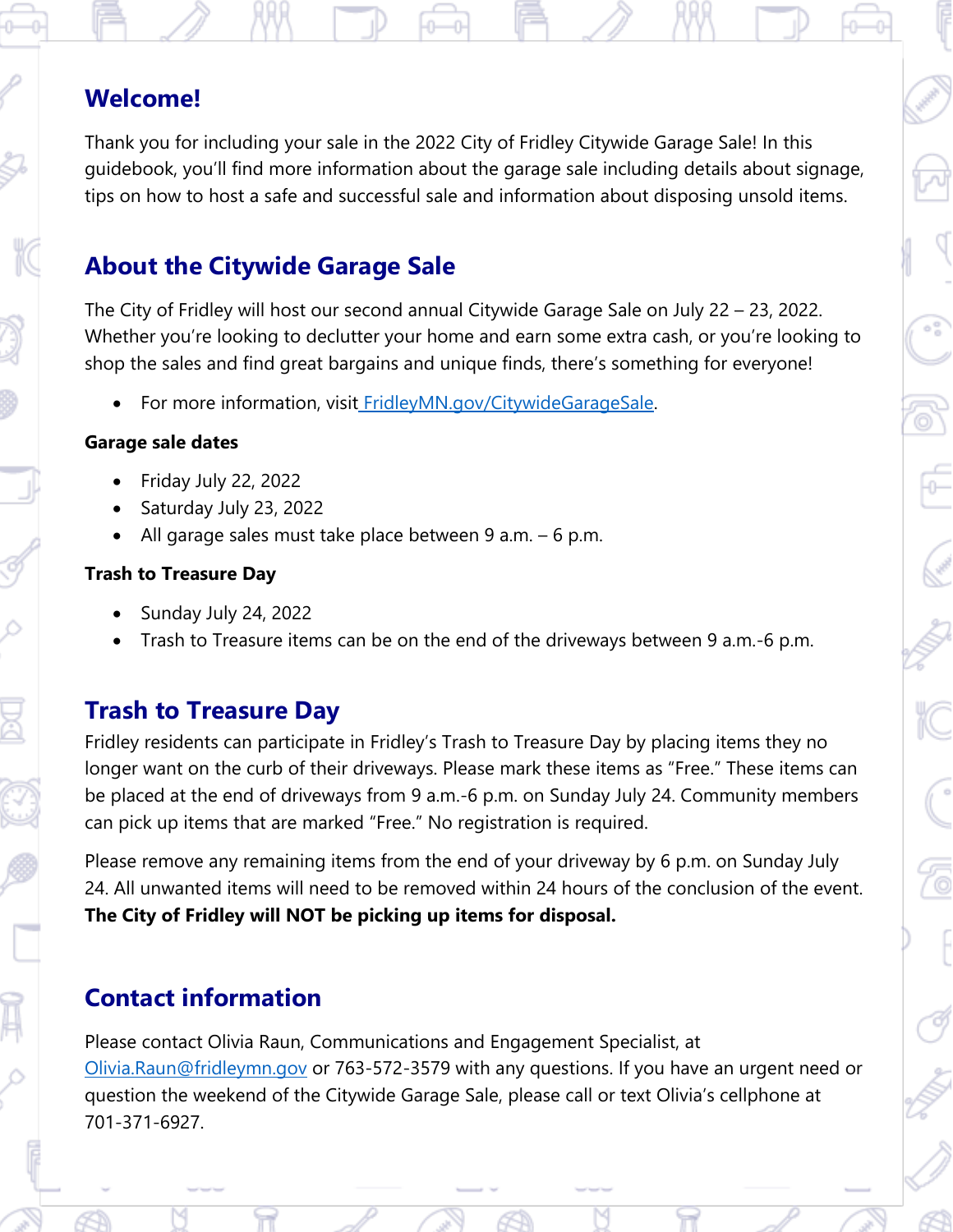## Welcome!

Thank you for including your sale in the 2022 City of Fridley Citywide Garage Sale! In this guidebook, you'll find more information about the garage sale including details about signage, tips on how to host a safe and successful sale and information about disposing unsold items.

## About the Citywide Garage Sale

The City of Fridley will host our second annual Citywide Garage Sale on July 22 – 23, 2022. Whether you're looking to declutter your home and earn some extra cash, or you're looking to shop the sales and find great bargains and unique finds, there's something for everyone!

- For more information, visit [FridleyMN.gov/CitywideGarageSale](FridleyMN.gov/CitywideGarageSale).

**Garage sale dates**

- Friday July 22, 2022
- Saturday July 23, 2022
- All garage sales must take place between 9 a.m. – 6 p.m.

**Trash to Treasure Day**

- Sunday July 24, 2022
- Trash to Treasure items can be on the end of the driveways between 9 a.m.-6 p.m.

## Trash to Treasure Day

Fridley residents can participate in Fridley's Trash to Treasure Day by placing items they no longer want on the curb of their driveways. Please mark these items as "Free." These items can be placed at the end of driveways from 9 a.m.-6 p.m. on Sunday July 24. Community members can pick up items that are marked "Free." No registration is required.

Please remove any remaining items from the end of your driveway by 6 p.m. on Sunday July 24. All unwanted items will need to be removed within 24 hours of the conclusion of the event. **The City of Fridley will NOT be picking up items for disposal.**

## Contact information

Please contact Olivia Raun, Communications and Engagement Specialist, at Olivia.Raun@fridleymn.gov or 763-572-3579 with any questions. If you have an urgent need or question the weekend of the Citywide Garage Sale, please call or text Olivia's cellphone at 701-371-6927.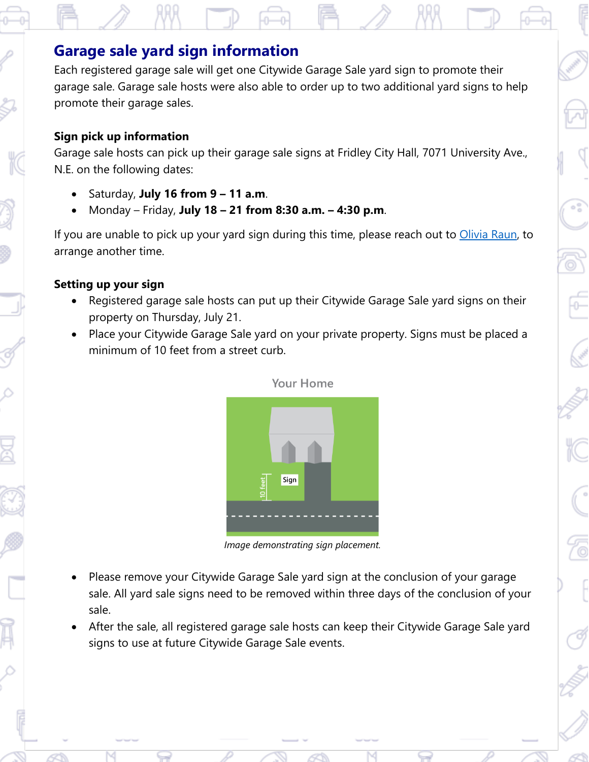## Garage sale yard sign information

Each registered garage sale will get one Citywide Garage Sale yard sign to promote their garage sale. Garage sale hosts were also able to order up to two additional yard signs to help promote their garage sales.

### Sign pick up information

Garage sale hosts can pick up their garage sale signs at Fridley City Hall, 7071 University Ave., N.E. on the following dates:

- Saturday, **July 16 from 9 – 11 a.m**.
- Monday – Friday, **July 18 – 21 from 8:30 a.m. – 4:30 p.m**.

If you are unable to pick up your yard sign during this time, please reach out to Olivia Raun, to arrange another time.

### Setting up your sign

- Registered garage sale hosts can put up their Citywide Garage Sale yard signs on their property on Thursday, July 21.
- Place your Citywide Garage Sale yard on your private property. Signs must be placed a minimum of 10 feet from a street curb.

Your Home

Sign

10 feet

*Image demonstrating sign placement.*

- Please remove your Citywide Garage Sale yard sign at the conclusion of your garage sale. All yard sale signs need to be removed within three days of the conclusion of your sale.
- After the sale, all registered garage sale hosts can keep their Citywide Garage Sale yard signs to use at future Citywide Garage Sale events.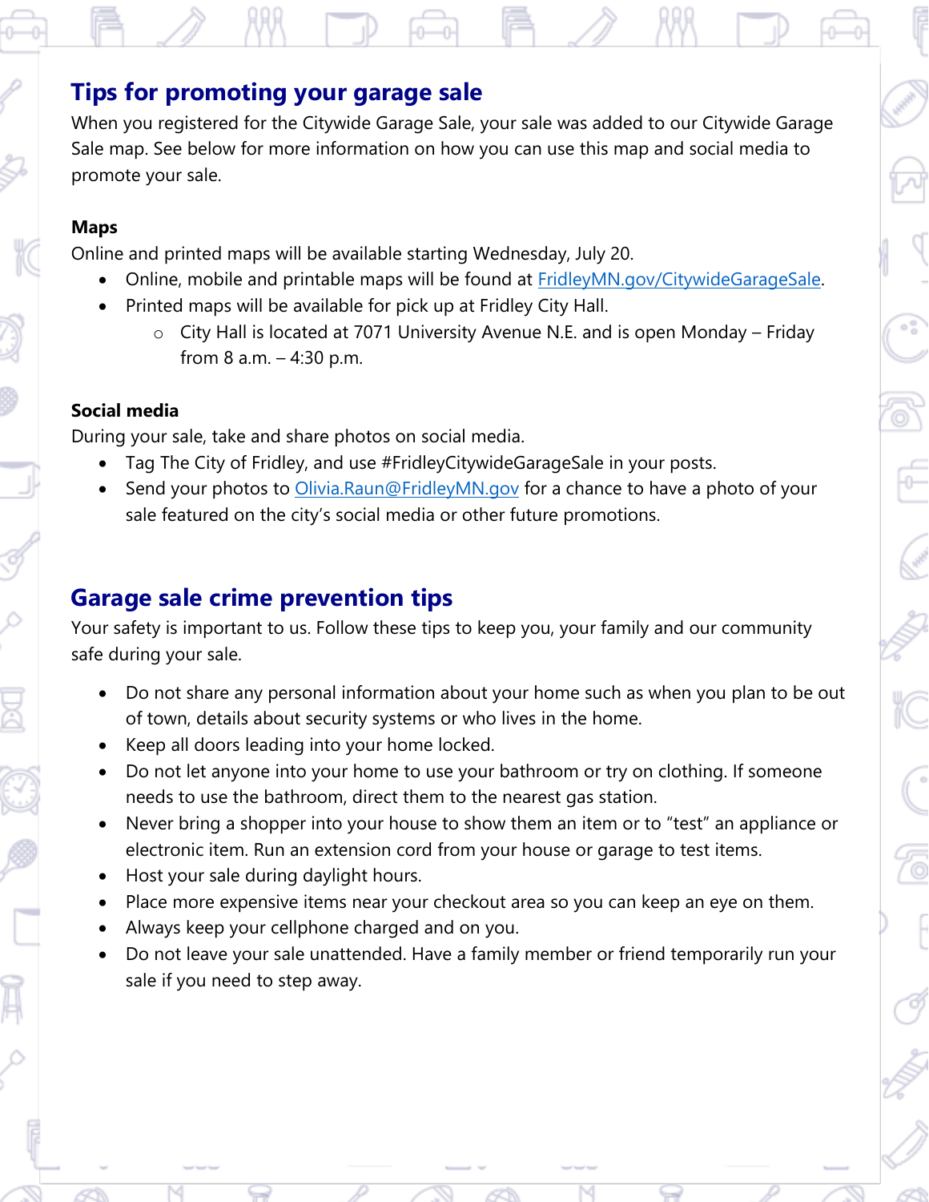## Tips for promoting your garage sale

When you registered for the Citywide Garage Sale, your sale was added to our Citywide Garage Sale map. See below for more information on how you can use this map and social media to promote your sale.

**Maps**

Online and printed maps will be available starting Wednesday, July 20.

- Online, mobile and printable maps will be found at [FridleyMN.gov/CitywideGarageSale](FridleyMN.gov/CitywideGarageSale).
- Printed maps will be available for pick up at Fridley City Hall.
  - City Hall is located at 7071 University Avenue N.E. and is open Monday – Friday from 8 a.m. – 4:30 p.m.

**Social media**

During your sale, take and share photos on social media.

- Tag The City of Fridley, and use #FridleyCitywideGarageSale in your posts.
- Send your photos to [Olivia.Raun@FridleyMN.gov](mailto:Olivia.Raun@FridleyMN.gov) for a chance to have a photo of your sale featured on the city's social media or other future promotions.

## Garage sale crime prevention tips

Your safety is important to us. Follow these tips to keep you, your family and our community safe during your sale.

- Do not share any personal information about your home such as when you plan to be out of town, details about security systems or who lives in the home.
- Keep all doors leading into your home locked.
- Do not let anyone into your home to use your bathroom or try on clothing. If someone needs to use the bathroom, direct them to the nearest gas station.
- Never bring a shopper into your house to show them an item or to "test" an appliance or electronic item. Run an extension cord from your house or garage to test items.
- Host your sale during daylight hours.
- Place more expensive items near your checkout area so you can keep an eye on them.
- Always keep your cellphone charged and on you.
- Do not leave your sale unattended. Have a family member or friend temporarily run your sale if you need to step away.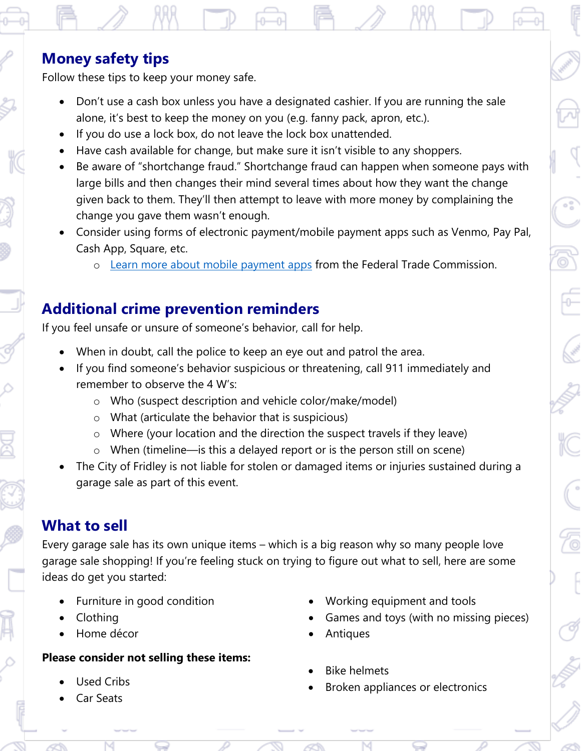## Money safety tips

Follow these tips to keep your money safe.

- Don't use a cash box unless you have a designated cashier. If you are running the sale alone, it's best to keep the money on you (e.g. fanny pack, apron, etc.).
- If you do use a lock box, do not leave the lock box unattended.
- Have cash available for change, but make sure it isn't visible to any shoppers.
- Be aware of "shortchange fraud." Shortchange fraud can happen when someone pays with large bills and then changes their mind several times about how they want the change given back to them. They'll then attempt to leave with more money by complaining the change you gave them wasn't enough.
- Consider using forms of electronic payment/mobile payment apps such as Venmo, Pay Pal, Cash App, Square, etc.
  - Learn more about mobile payment apps from the Federal Trade Commission.

## Additional crime prevention reminders

If you feel unsafe or unsure of someone's behavior, call for help.

- When in doubt, call the police to keep an eye out and patrol the area.
- If you find someone's behavior suspicious or threatening, call 911 immediately and remember to observe the 4 W's:
  - Who (suspect description and vehicle color/make/model)
  - What (articulate the behavior that is suspicious)
  - Where (your location and the direction the suspect travels if they leave)
  - When (timeline—is this a delayed report or is the person still on scene)
- The City of Fridley is not liable for stolen or damaged items or injuries sustained during a garage sale as part of this event.

## What to sell

Every garage sale has its own unique items – which is a big reason why so many people love garage sale shopping! If you're feeling stuck on trying to figure out what to sell, here are some ideas do get you started:

- Furniture in good condition
- Clothing
- Home décor
- Working equipment and tools
- Games and toys (with no missing pieces)
- Antiques

**Please consider not selling these items:**

- Used Cribs
- Car Seats
- Bike helmets
- Broken appliances or electronics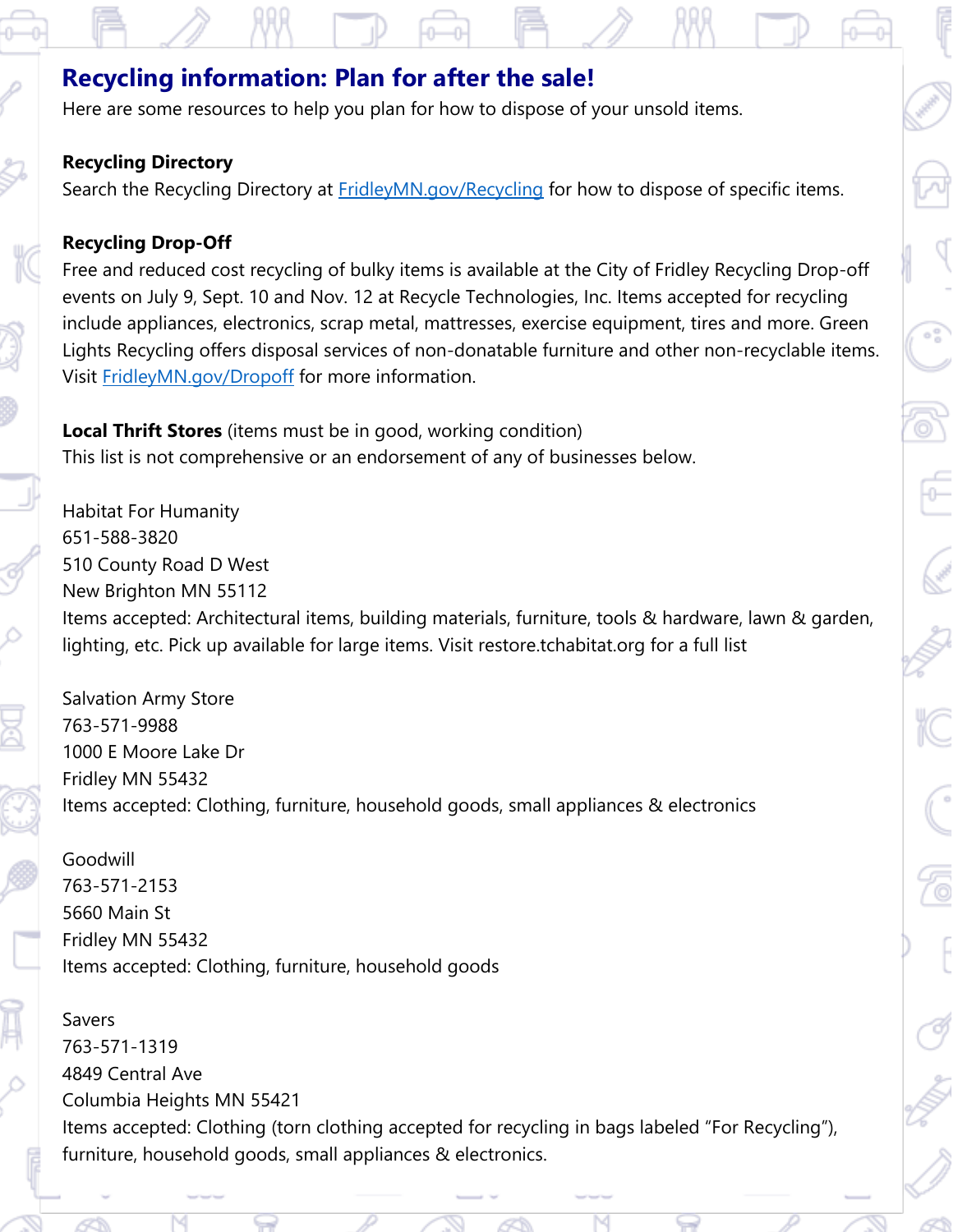## Recycling information: Plan for after the sale!

Here are some resources to help you plan for how to dispose of your unsold items.

**Recycling Directory**

Search the Recycling Directory at [FridleyMN.gov/Recycling](FridleyMN.gov/Recycling) for how to dispose of specific items.

**Recycling Drop-Off**

Free and reduced cost recycling of bulky items is available at the City of Fridley Recycling Drop-off events on July 9, Sept. 10 and Nov. 12 at Recycle Technologies, Inc. Items accepted for recycling include appliances, electronics, scrap metal, mattresses, exercise equipment, tires and more. Green Lights Recycling offers disposal services of non-donatable furniture and other non-recyclable items. Visit [FridleyMN.gov/Dropoff](FridleyMN.gov/Dropoff) for more information.

**Local Thrift Stores** (items must be in good, working condition)

This list is not comprehensive or an endorsement of any of businesses below.

Habitat For Humanity
651-588-3820
510 County Road D West
New Brighton MN 55112
Items accepted: Architectural items, building materials, furniture, tools & hardware, lawn & garden, lighting, etc. Pick up available for large items. Visit restore.tchabitat.org for a full list

Salvation Army Store
763-571-9988
1000 E Moore Lake Dr
Fridley MN 55432
Items accepted: Clothing, furniture, household goods, small appliances & electronics

Goodwill
763-571-2153
5660 Main St
Fridley MN 55432
Items accepted: Clothing, furniture, household goods

Savers
763-571-1319
4849 Central Ave
Columbia Heights MN 55421
Items accepted: Clothing (torn clothing accepted for recycling in bags labeled "For Recycling"), furniture, household goods, small appliances & electronics.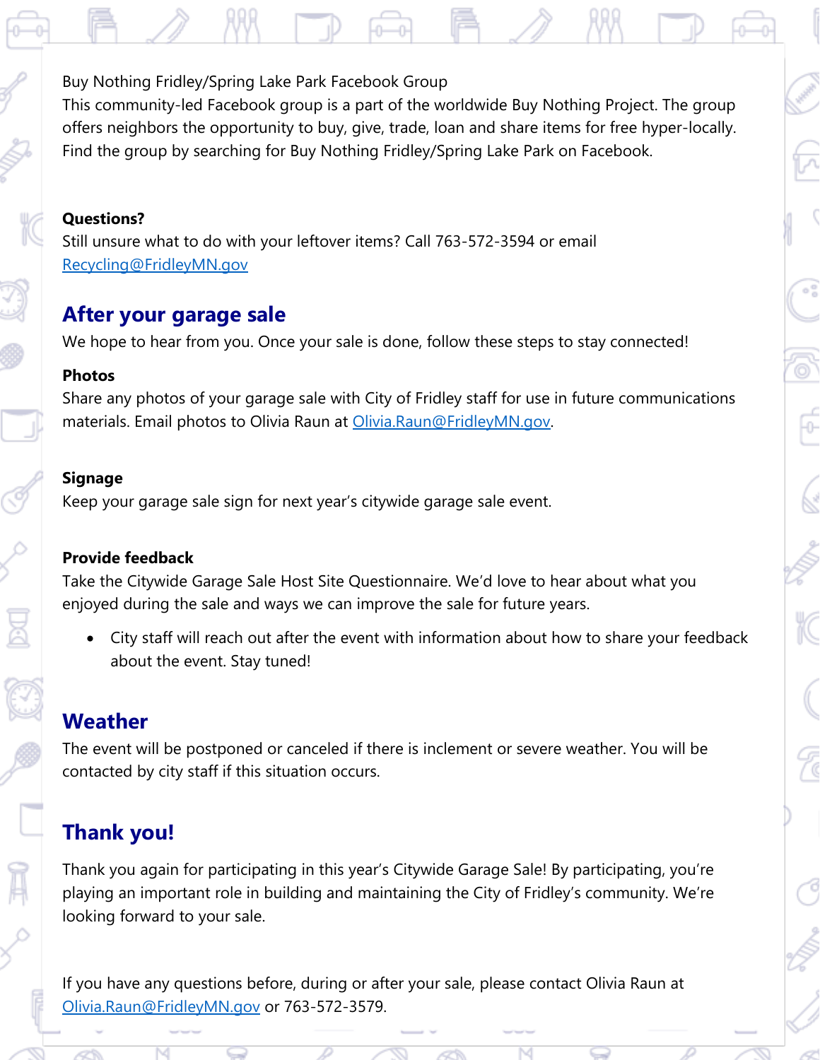Buy Nothing Fridley/Spring Lake Park Facebook Group
This community-led Facebook group is a part of the worldwide Buy Nothing Project. The group offers neighbors the opportunity to buy, give, trade, loan and share items for free hyper-locally. Find the group by searching for Buy Nothing Fridley/Spring Lake Park on Facebook.

**Questions?**
Still unsure what to do with your leftover items? Call 763-572-3594 or email Recycling@FridleyMN.gov

## After your garage sale

We hope to hear from you. Once your sale is done, follow these steps to stay connected!

**Photos**
Share any photos of your garage sale with City of Fridley staff for use in future communications materials. Email photos to Olivia Raun at Olivia.Raun@FridleyMN.gov.

**Signage**
Keep your garage sale sign for next year's citywide garage sale event.

**Provide feedback**
Take the Citywide Garage Sale Host Site Questionnaire. We'd love to hear about what you enjoyed during the sale and ways we can improve the sale for future years.

- City staff will reach out after the event with information about how to share your feedback about the event. Stay tuned!

## Weather

The event will be postponed or canceled if there is inclement or severe weather. You will be contacted by city staff if this situation occurs.

## Thank you!

Thank you again for participating in this year's Citywide Garage Sale! By participating, you're playing an important role in building and maintaining the City of Fridley's community. We're looking forward to your sale.

If you have any questions before, during or after your sale, please contact Olivia Raun at Olivia.Raun@FridleyMN.gov or 763-572-3579.